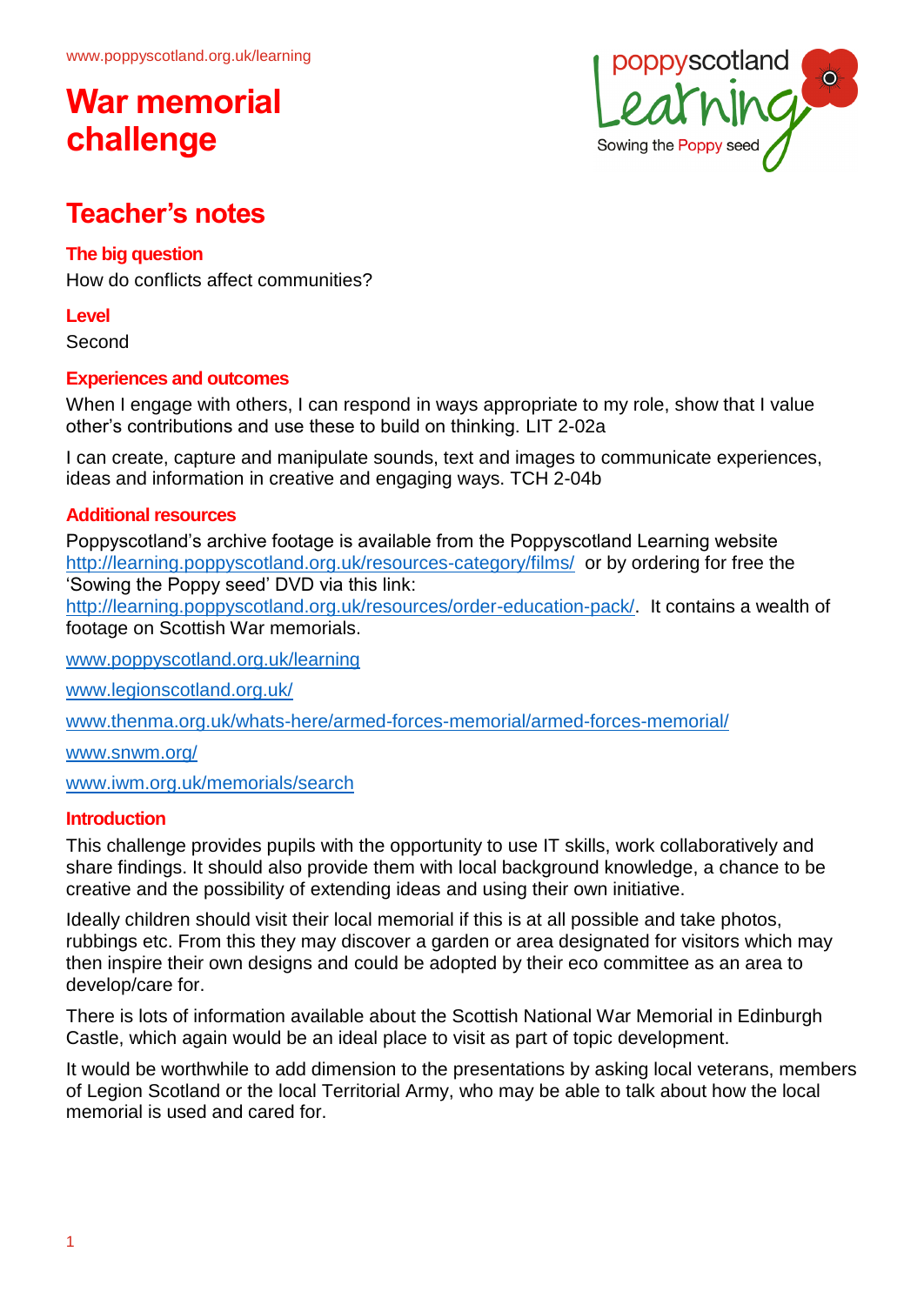www.poppyscotland.org.uk/learning

# War memorial challenge

## Teacher's notes

### The big question

How do conflicts affect communities?

### Level

Second

### Experiences and outcomes

When I engage with others, I can respond in ways appropriate to my role, show that I value other's contributions and use these to build on thinking. LIT 2-02a

I can create, capture and manipulate sounds, text and images to communicate experiences, ideas and information in creative and engaging ways. TCH 2-04b

### Additional resources

Poppyscotland's archive footage is available from the Poppyscotland Learning website http://learning.poppyscotland.org.uk/resources-category/films/ or by ordering for free the 'Sowing the Poppy seed' DVD via this link: http://learning.poppyscotland.org.uk/resources/order-education-pack/. It contains a wealth of footage on Scottish War memorials.

www.poppyscotland.org.uk/learning

www.legionscotland.org.uk/

www.thenma.org.uk/whats-here/armed-forces-memorial/armed-forces-memorial/

www.snwm.org/

www.iwm.org.uk/memorials/search

### Introduction

This challenge provides pupils with the opportunity to use IT skills, work collaboratively and share findings. It should also provide them with local background knowledge, a chance to be creative and the possibility of extending ideas and using their own initiative.

Ideally children should visit their local memorial if this is at all possible and take photos, rubbings etc. From this they may discover a garden or area designated for visitors which may then inspire their own designs and could be adopted by their eco committee as an area to develop/care for.

There is lots of information available about the Scottish National War Memorial in Edinburgh Castle, which again would be an ideal place to visit as part of topic development.

It would be worthwhile to add dimension to the presentations by asking local veterans, members of Legion Scotland or the local Territorial Army, who may be able to talk about how the local memorial is used and cared for.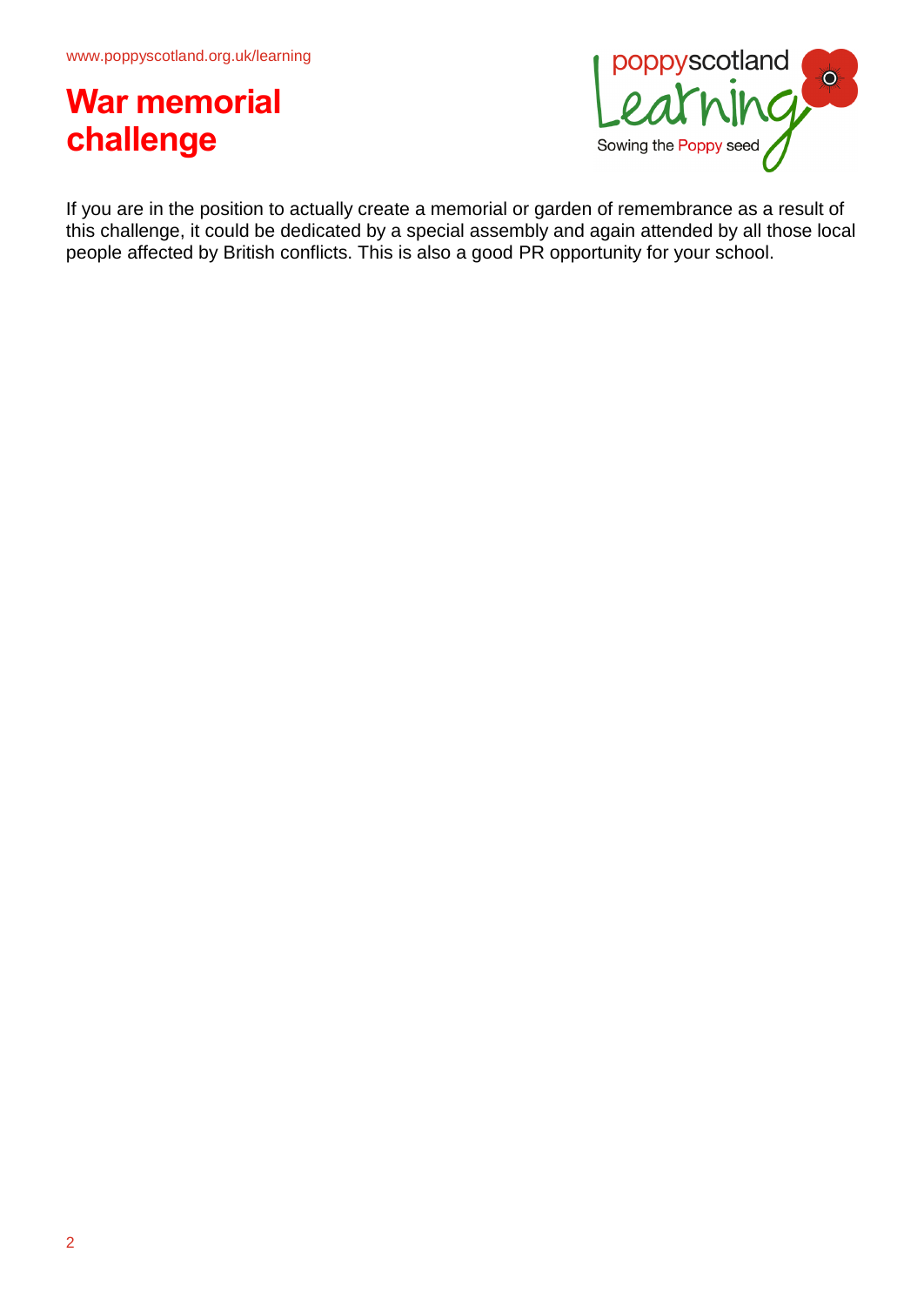# War memorial challenge

If you are in the position to actually create a memorial or garden of remembrance as a result of this challenge, it could be dedicated by a special assembly and again attended by all those local people affected by British conflicts. This is also a good PR opportunity for your school.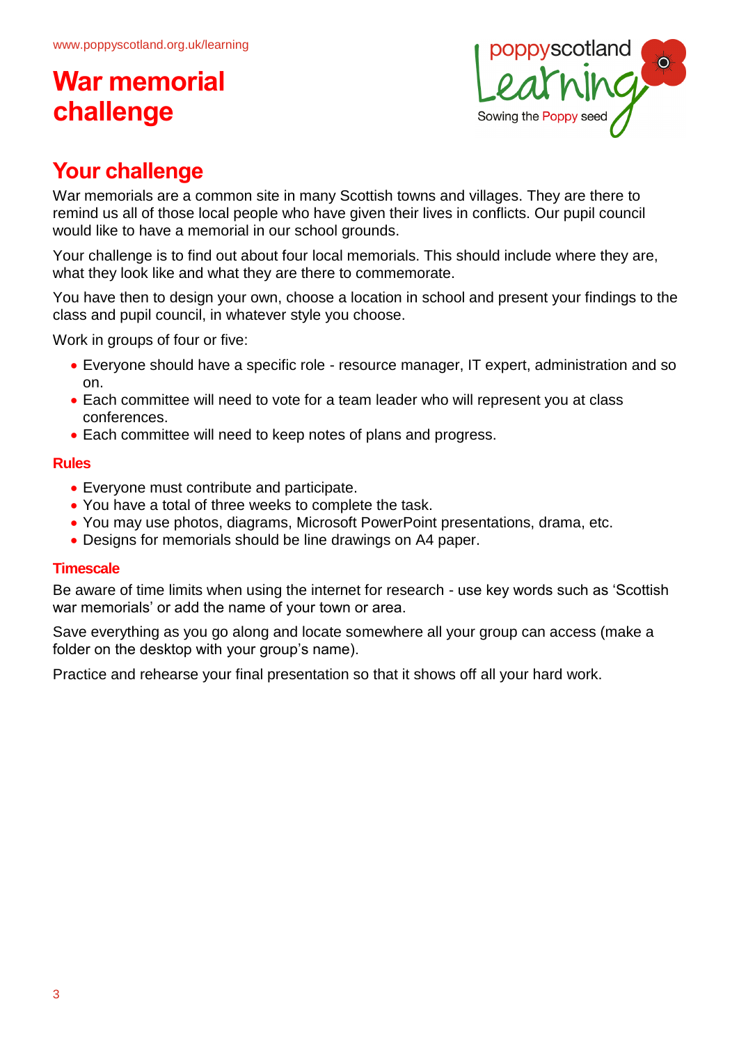# War memorial challenge

## Your challenge

War memorials are a common site in many Scottish towns and villages. They are there to remind us all of those local people who have given their lives in conflicts. Our pupil council would like to have a memorial in our school grounds.

Your challenge is to find out about four local memorials. This should include where they are, what they look like and what they are there to commemorate.

You have then to design your own, choose a location in school and present your findings to the class and pupil council, in whatever style you choose.

Work in groups of four or five:

- Everyone should have a specific role - resource manager, IT expert, administration and so on.
- Each committee will need to vote for a team leader who will represent you at class conferences.
- Each committee will need to keep notes of plans and progress.

### Rules

- Everyone must contribute and participate.
- You have a total of three weeks to complete the task.
- You may use photos, diagrams, Microsoft PowerPoint presentations, drama, etc.
- Designs for memorials should be line drawings on A4 paper.

### Timescale

Be aware of time limits when using the internet for research - use key words such as 'Scottish war memorials' or add the name of your town or area.

Save everything as you go along and locate somewhere all your group can access (make a folder on the desktop with your group's name).

Practice and rehearse your final presentation so that it shows off all your hard work.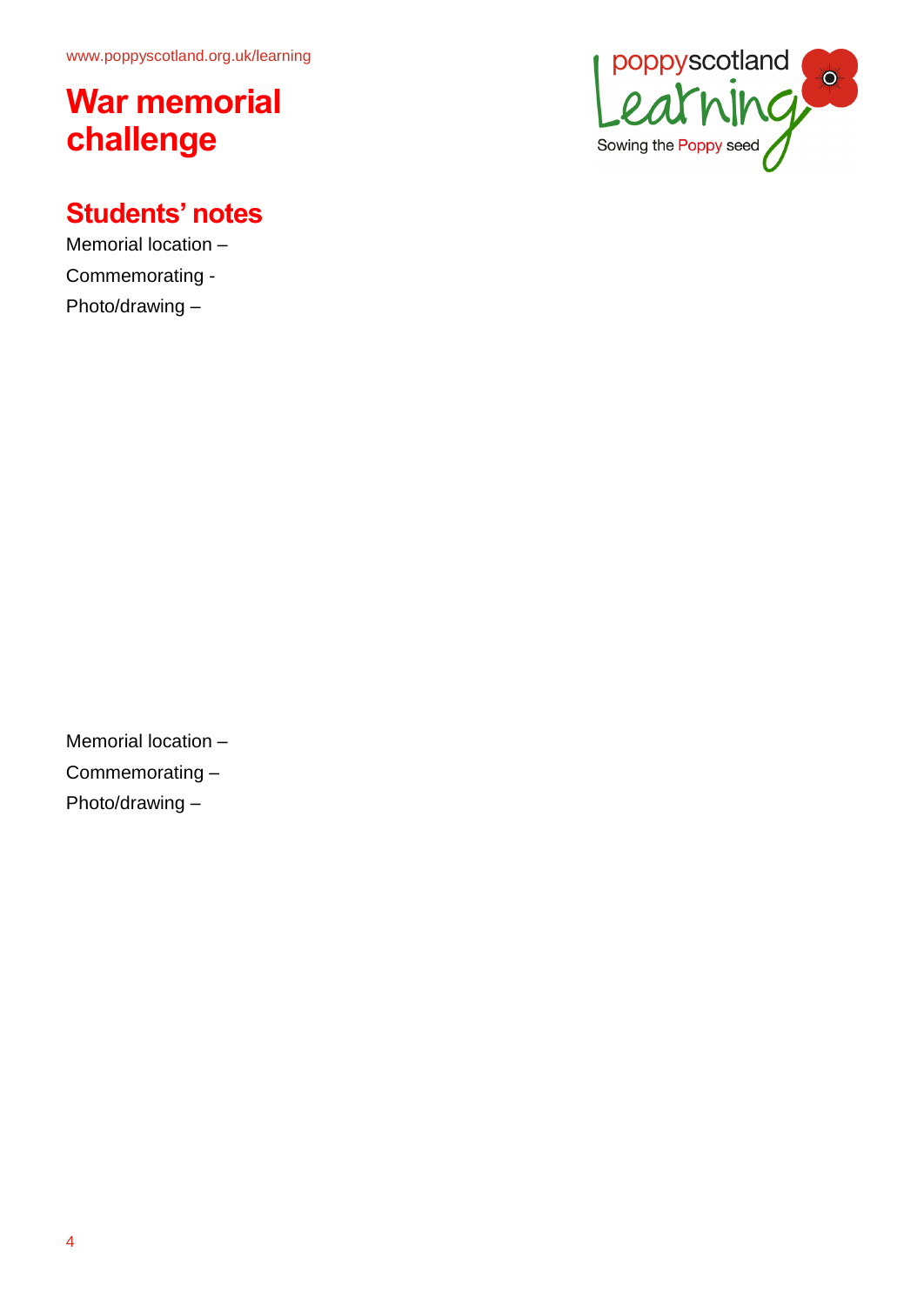# War memorial challenge

## Students' notes

Memorial location –

Commemorating -

Photo/drawing –

Memorial location –

Commemorating –

Photo/drawing –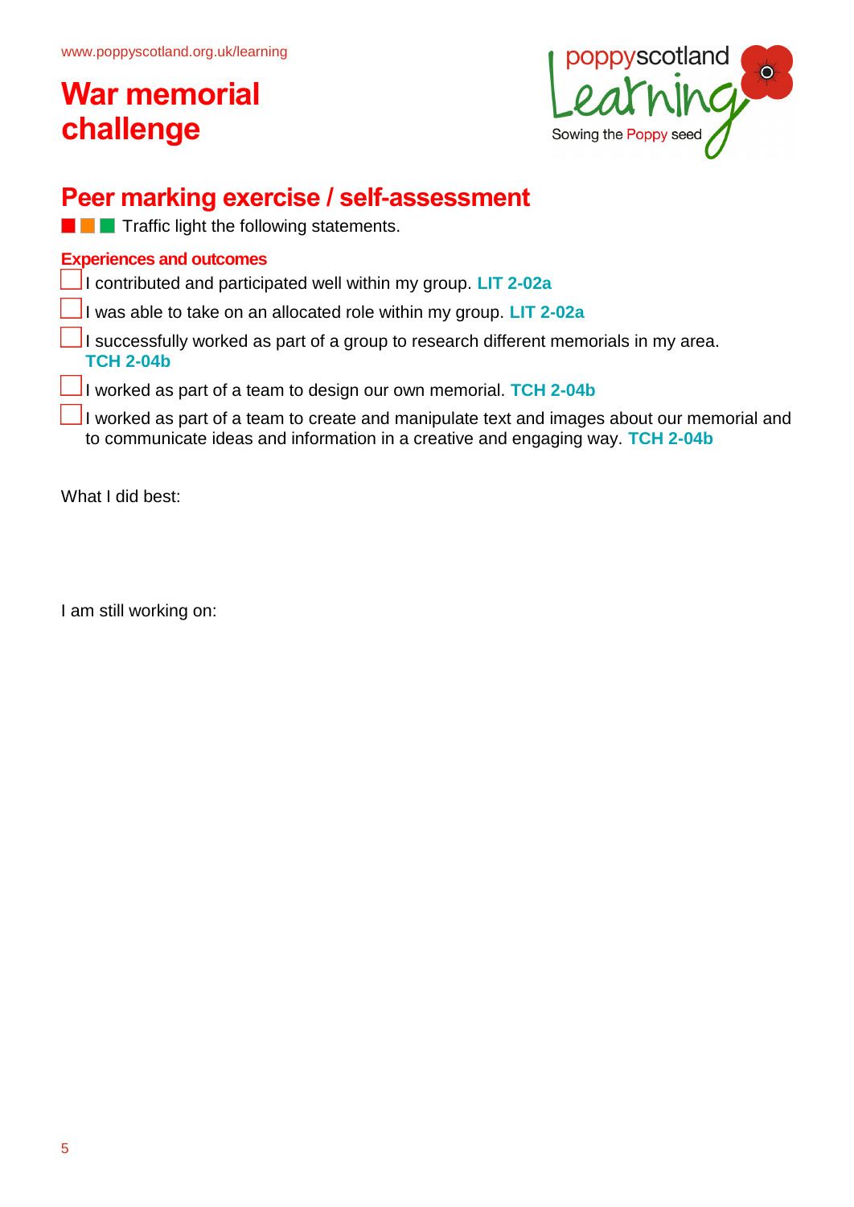www.poppyscotland.org.uk/learning

# War memorial challenge

poppyscotland Learning
Sowing the Poppy seed

## Peer marking exercise / self-assessment

Traffic light the following statements.

### Experiences and outcomes

- ☐ I contributed and participated well within my group. **LIT 2-02a**
- ☐ I was able to take on an allocated role within my group. **LIT 2-02a**
- ☐ I successfully worked as part of a group to research different memorials in my area. **TCH 2-04b**
- ☐ I worked as part of a team to design our own memorial. **TCH 2-04b**
- ☐ I worked as part of a team to create and manipulate text and images about our memorial and to communicate ideas and information in a creative and engaging way. **TCH 2-04b**

What I did best:

I am still working on: